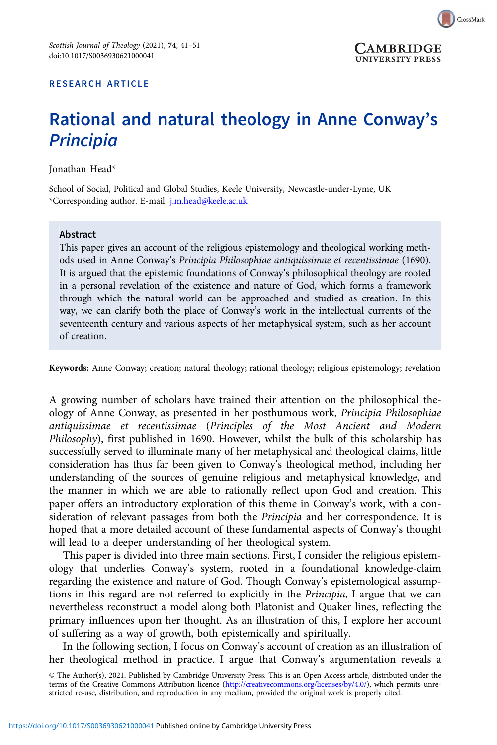RESEARCH ARTICLE

# Rational and natural theology in Anne Conway's *Principia*

Jonathan Head*

School of Social, Political and Global Studies, Keele University, Newcastle-under-Lyme, UK
*Corresponding author. E-mail: j.m.head@keele.ac.uk

## Abstract

This paper gives an account of the religious epistemology and theological working methods used in Anne Conway's *Principia Philosophiae antiquissimae et recentissimae* (1690). It is argued that the epistemic foundations of Conway's philosophical theology are rooted in a personal revelation of the existence and nature of God, which forms a framework through which the natural world can be approached and studied as creation. In this way, we can clarify both the place of Conway's work in the intellectual currents of the seventeenth century and various aspects of her metaphysical system, such as her account of creation.

**Keywords:** Anne Conway; creation; natural theology; rational theology; religious epistemology; revelation

A growing number of scholars have trained their attention on the philosophical theology of Anne Conway, as presented in her posthumous work, *Principia Philosophiae antiquissimae et recentissimae* (*Principles of the Most Ancient and Modern Philosophy*), first published in 1690. However, whilst the bulk of this scholarship has successfully served to illuminate many of her metaphysical and theological claims, little consideration has thus far been given to Conway's theological method, including her understanding of the sources of genuine religious and metaphysical knowledge, and the manner in which we are able to rationally reflect upon God and creation. This paper offers an introductory exploration of this theme in Conway's work, with a consideration of relevant passages from both the *Principia* and her correspondence. It is hoped that a more detailed account of these fundamental aspects of Conway's thought will lead to a deeper understanding of her theological system.

This paper is divided into three main sections. First, I consider the religious epistemology that underlies Conway's system, rooted in a foundational knowledge-claim regarding the existence and nature of God. Though Conway's epistemological assumptions in this regard are not referred to explicitly in the *Principia*, I argue that we can nevertheless reconstruct a model along both Platonist and Quaker lines, reflecting the primary influences upon her thought. As an illustration of this, I explore her account of suffering as a way of growth, both epistemically and spiritually.

In the following section, I focus on Conway's account of creation as an illustration of her theological method in practice. I argue that Conway's argumentation reveals a

© The Author(s), 2021. Published by Cambridge University Press. This is an Open Access article, distributed under the terms of the Creative Commons Attribution licence (http://creativecommons.org/licenses/by/4.0/), which permits unrestricted re-use, distribution, and reproduction in any medium, provided the original work is properly cited.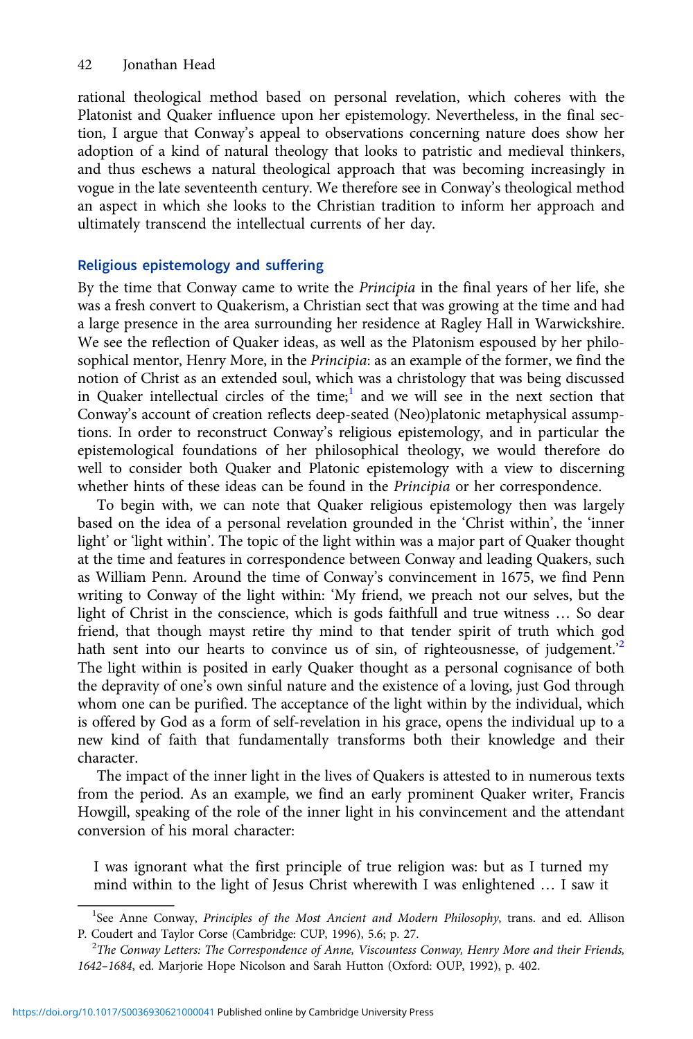rational theological method based on personal revelation, which coheres with the Platonist and Quaker influence upon her epistemology. Nevertheless, in the final section, I argue that Conway's appeal to observations concerning nature does show her adoption of a kind of natural theology that looks to patristic and medieval thinkers, and thus eschews a natural theological approach that was becoming increasingly in vogue in the late seventeenth century. We therefore see in Conway's theological method an aspect in which she looks to the Christian tradition to inform her approach and ultimately transcend the intellectual currents of her day.

## Religious epistemology and suffering

By the time that Conway came to write the *Principia* in the final years of her life, she was a fresh convert to Quakerism, a Christian sect that was growing at the time and had a large presence in the area surrounding her residence at Ragley Hall in Warwickshire. We see the reflection of Quaker ideas, as well as the Platonism espoused by her philosophical mentor, Henry More, in the *Principia*: as an example of the former, we find the notion of Christ as an extended soul, which was a christology that was being discussed in Quaker intellectual circles of the time;[1] and we will see in the next section that Conway's account of creation reflects deep-seated (Neo)platonic metaphysical assumptions. In order to reconstruct Conway's religious epistemology, and in particular the epistemological foundations of her philosophical theology, we would therefore do well to consider both Quaker and Platonic epistemology with a view to discerning whether hints of these ideas can be found in the *Principia* or her correspondence.

To begin with, we can note that Quaker religious epistemology then was largely based on the idea of a personal revelation grounded in the 'Christ within', the 'inner light' or 'light within'. The topic of the light within was a major part of Quaker thought at the time and features in correspondence between Conway and leading Quakers, such as William Penn. Around the time of Conway's convincement in 1675, we find Penn writing to Conway of the light within: 'My friend, we preach not our selves, but the light of Christ in the conscience, which is gods faithfull and true witness … So dear friend, that though mayst retire thy mind to that tender spirit of truth which god hath sent into our hearts to convince us of sin, of righteousnesse, of judgement.'[2] The light within is posited in early Quaker thought as a personal cognisance of both the depravity of one's own sinful nature and the existence of a loving, just God through whom one can be purified. The acceptance of the light within by the individual, which is offered by God as a form of self-revelation in his grace, opens the individual up to a new kind of faith that fundamentally transforms both their knowledge and their character.

The impact of the inner light in the lives of Quakers is attested to in numerous texts from the period. As an example, we find an early prominent Quaker writer, Francis Howgill, speaking of the role of the inner light in his convincement and the attendant conversion of his moral character:

> I was ignorant what the first principle of true religion was: but as I turned my mind within to the light of Jesus Christ wherewith I was enlightened … I saw it

[1] See Anne Conway, *Principles of the Most Ancient and Modern Philosophy*, trans. and ed. Allison P. Coudert and Taylor Corse (Cambridge: CUP, 1996), 5.6; p. 27.

[2] *The Conway Letters: The Correspondence of Anne, Viscountess Conway, Henry More and their Friends, 1642–1684*, ed. Marjorie Hope Nicolson and Sarah Hutton (Oxford: OUP, 1992), p. 402.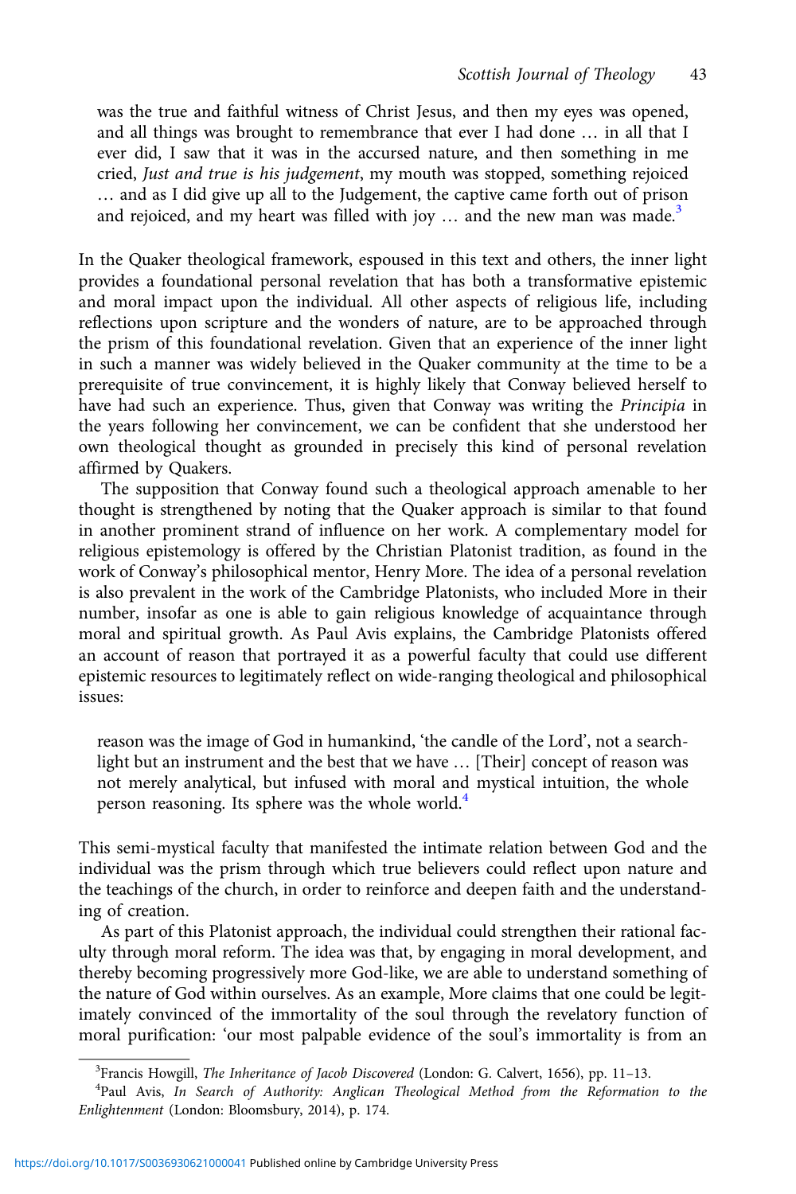> was the true and faithful witness of Christ Jesus, and then my eyes was opened, and all things was brought to remembrance that ever I had done … in all that I ever did, I saw that it was in the accursed nature, and then something in me cried, *Just and true is his judgement*, my mouth was stopped, something rejoiced … and as I did give up all to the Judgement, the captive came forth out of prison and rejoiced, and my heart was filled with joy … and the new man was made.[3]

In the Quaker theological framework, espoused in this text and others, the inner light provides a foundational personal revelation that has both a transformative epistemic and moral impact upon the individual. All other aspects of religious life, including reflections upon scripture and the wonders of nature, are to be approached through the prism of this foundational revelation. Given that an experience of the inner light in such a manner was widely believed in the Quaker community at the time to be a prerequisite of true convincement, it is highly likely that Conway believed herself to have had such an experience. Thus, given that Conway was writing the *Principia* in the years following her convincement, we can be confident that she understood her own theological thought as grounded in precisely this kind of personal revelation affirmed by Quakers.

The supposition that Conway found such a theological approach amenable to her thought is strengthened by noting that the Quaker approach is similar to that found in another prominent strand of influence on her work. A complementary model for religious epistemology is offered by the Christian Platonist tradition, as found in the work of Conway's philosophical mentor, Henry More. The idea of a personal revelation is also prevalent in the work of the Cambridge Platonists, who included More in their number, insofar as one is able to gain religious knowledge of acquaintance through moral and spiritual growth. As Paul Avis explains, the Cambridge Platonists offered an account of reason that portrayed it as a powerful faculty that could use different epistemic resources to legitimately reflect on wide-ranging theological and philosophical issues:

> reason was the image of God in humankind, 'the candle of the Lord', not a searchlight but an instrument and the best that we have … [Their] concept of reason was not merely analytical, but infused with moral and mystical intuition, the whole person reasoning. Its sphere was the whole world.[4]

This semi-mystical faculty that manifested the intimate relation between God and the individual was the prism through which true believers could reflect upon nature and the teachings of the church, in order to reinforce and deepen faith and the understanding of creation.

As part of this Platonist approach, the individual could strengthen their rational faculty through moral reform. The idea was that, by engaging in moral development, and thereby becoming progressively more God-like, we are able to understand something of the nature of God within ourselves. As an example, More claims that one could be legitimately convinced of the immortality of the soul through the revelatory function of moral purification: 'our most palpable evidence of the soul's immortality is from an

[3] Francis Howgill, *The Inheritance of Jacob Discovered* (London: G. Calvert, 1656), pp. 11–13.

[4] Paul Avis, *In Search of Authority: Anglican Theological Method from the Reformation to the Enlightenment* (London: Bloomsbury, 2014), p. 174.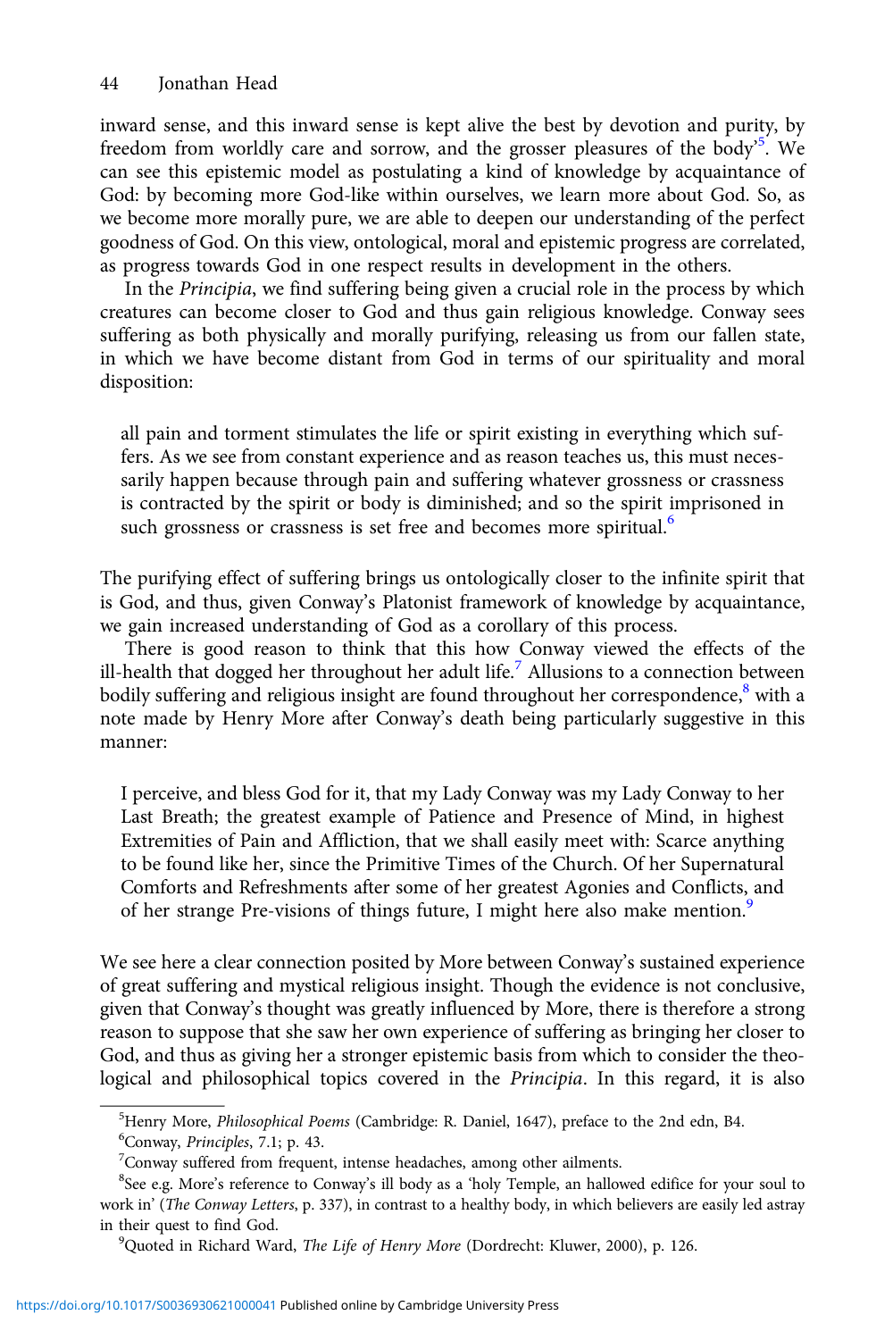inward sense, and this inward sense is kept alive the best by devotion and purity, by freedom from worldly care and sorrow, and the grosser pleasures of the body'[5]. We can see this epistemic model as postulating a kind of knowledge by acquaintance of God: by becoming more God-like within ourselves, we learn more about God. So, as we become more morally pure, we are able to deepen our understanding of the perfect goodness of God. On this view, ontological, moral and epistemic progress are correlated, as progress towards God in one respect results in development in the others.

In the *Principia*, we find suffering being given a crucial role in the process by which creatures can become closer to God and thus gain religious knowledge. Conway sees suffering as both physically and morally purifying, releasing us from our fallen state, in which we have become distant from God in terms of our spirituality and moral disposition:

> all pain and torment stimulates the life or spirit existing in everything which suffers. As we see from constant experience and as reason teaches us, this must necessarily happen because through pain and suffering whatever grossness or crassness is contracted by the spirit or body is diminished; and so the spirit imprisoned in such grossness or crassness is set free and becomes more spiritual.[6]

The purifying effect of suffering brings us ontologically closer to the infinite spirit that is God, and thus, given Conway's Platonist framework of knowledge by acquaintance, we gain increased understanding of God as a corollary of this process.

There is good reason to think that this how Conway viewed the effects of the ill-health that dogged her throughout her adult life.[7] Allusions to a connection between bodily suffering and religious insight are found throughout her correspondence,[8] with a note made by Henry More after Conway's death being particularly suggestive in this manner:

> I perceive, and bless God for it, that my Lady Conway was my Lady Conway to her Last Breath; the greatest example of Patience and Presence of Mind, in highest Extremities of Pain and Affliction, that we shall easily meet with: Scarce anything to be found like her, since the Primitive Times of the Church. Of her Supernatural Comforts and Refreshments after some of her greatest Agonies and Conflicts, and of her strange Pre-visions of things future, I might here also make mention.[9]

We see here a clear connection posited by More between Conway's sustained experience of great suffering and mystical religious insight. Though the evidence is not conclusive, given that Conway's thought was greatly influenced by More, there is therefore a strong reason to suppose that she saw her own experience of suffering as bringing her closer to God, and thus as giving her a stronger epistemic basis from which to consider the theological and philosophical topics covered in the *Principia*. In this regard, it is also

---

[5]Henry More, *Philosophical Poems* (Cambridge: R. Daniel, 1647), preface to the 2nd edn, B4.

[6]Conway, *Principles*, 7.1; p. 43.

[7]Conway suffered from frequent, intense headaches, among other ailments.

[8]See e.g. More's reference to Conway's ill body as a 'holy Temple, an hallowed edifice for your soul to work in' (*The Conway Letters*, p. 337), in contrast to a healthy body, in which believers are easily led astray in their quest to find God.

[9]Quoted in Richard Ward, *The Life of Henry More* (Dordrecht: Kluwer, 2000), p. 126.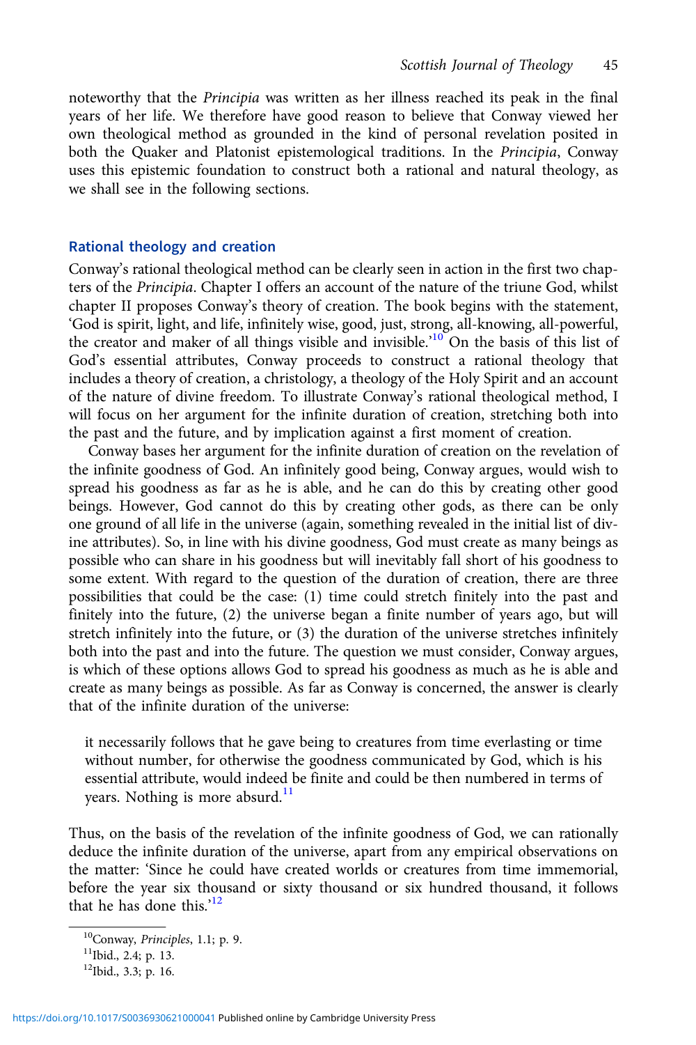noteworthy that the *Principia* was written as her illness reached its peak in the final years of her life. We therefore have good reason to believe that Conway viewed her own theological method as grounded in the kind of personal revelation posited in both the Quaker and Platonist epistemological traditions. In the *Principia*, Conway uses this epistemic foundation to construct both a rational and natural theology, as we shall see in the following sections.

## Rational theology and creation

Conway's rational theological method can be clearly seen in action in the first two chapters of the *Principia*. Chapter I offers an account of the nature of the triune God, whilst chapter II proposes Conway's theory of creation. The book begins with the statement, 'God is spirit, light, and life, infinitely wise, good, just, strong, all-knowing, all-powerful, the creator and maker of all things visible and invisible.'[10] On the basis of this list of God's essential attributes, Conway proceeds to construct a rational theology that includes a theory of creation, a christology, a theology of the Holy Spirit and an account of the nature of divine freedom. To illustrate Conway's rational theological method, I will focus on her argument for the infinite duration of creation, stretching both into the past and the future, and by implication against a first moment of creation.

Conway bases her argument for the infinite duration of creation on the revelation of the infinite goodness of God. An infinitely good being, Conway argues, would wish to spread his goodness as far as he is able, and he can do this by creating other good beings. However, God cannot do this by creating other gods, as there can be only one ground of all life in the universe (again, something revealed in the initial list of divine attributes). So, in line with his divine goodness, God must create as many beings as possible who can share in his goodness but will inevitably fall short of his goodness to some extent. With regard to the question of the duration of creation, there are three possibilities that could be the case: (1) time could stretch finitely into the past and finitely into the future, (2) the universe began a finite number of years ago, but will stretch infinitely into the future, or (3) the duration of the universe stretches infinitely both into the past and into the future. The question we must consider, Conway argues, is which of these options allows God to spread his goodness as much as he is able and create as many beings as possible. As far as Conway is concerned, the answer is clearly that of the infinite duration of the universe:

> it necessarily follows that he gave being to creatures from time everlasting or time without number, for otherwise the goodness communicated by God, which is his essential attribute, would indeed be finite and could be then numbered in terms of years. Nothing is more absurd.[11]

Thus, on the basis of the revelation of the infinite goodness of God, we can rationally deduce the infinite duration of the universe, apart from any empirical observations on the matter: 'Since he could have created worlds or creatures from time immemorial, before the year six thousand or sixty thousand or six hundred thousand, it follows that he has done this.'[12]

---

[10] Conway, *Principles*, 1.1; p. 9.

[11] Ibid., 2.4; p. 13.

[12] Ibid., 3.3; p. 16.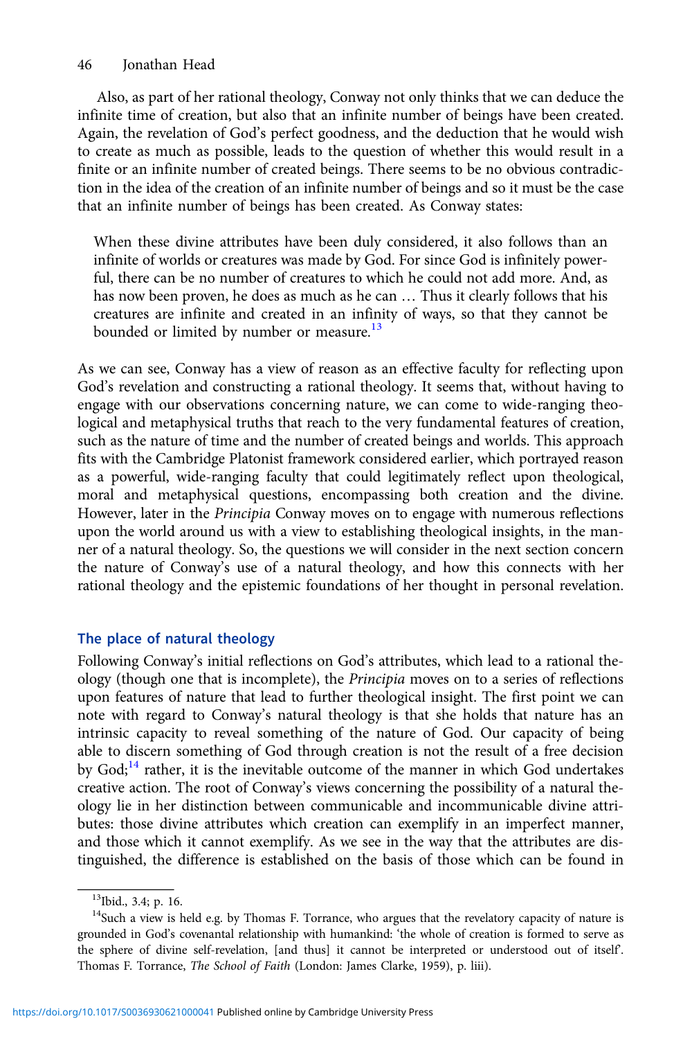Also, as part of her rational theology, Conway not only thinks that we can deduce the infinite time of creation, but also that an infinite number of beings have been created. Again, the revelation of God's perfect goodness, and the deduction that he would wish to create as much as possible, leads to the question of whether this would result in a finite or an infinite number of created beings. There seems to be no obvious contradiction in the idea of the creation of an infinite number of beings and so it must be the case that an infinite number of beings has been created. As Conway states:

> When these divine attributes have been duly considered, it also follows than an infinite of worlds or creatures was made by God. For since God is infinitely powerful, there can be no number of creatures to which he could not add more. And, as has now been proven, he does as much as he can … Thus it clearly follows that his creatures are infinite and created in an infinity of ways, so that they cannot be bounded or limited by number or measure.[13]

As we can see, Conway has a view of reason as an effective faculty for reflecting upon God's revelation and constructing a rational theology. It seems that, without having to engage with our observations concerning nature, we can come to wide-ranging theological and metaphysical truths that reach to the very fundamental features of creation, such as the nature of time and the number of created beings and worlds. This approach fits with the Cambridge Platonist framework considered earlier, which portrayed reason as a powerful, wide-ranging faculty that could legitimately reflect upon theological, moral and metaphysical questions, encompassing both creation and the divine. However, later in the *Principia* Conway moves on to engage with numerous reflections upon the world around us with a view to establishing theological insights, in the manner of a natural theology. So, the questions we will consider in the next section concern the nature of Conway's use of a natural theology, and how this connects with her rational theology and the epistemic foundations of her thought in personal revelation.

## The place of natural theology

Following Conway's initial reflections on God's attributes, which lead to a rational theology (though one that is incomplete), the *Principia* moves on to a series of reflections upon features of nature that lead to further theological insight. The first point we can note with regard to Conway's natural theology is that she holds that nature has an intrinsic capacity to reveal something of the nature of God. Our capacity of being able to discern something of God through creation is not the result of a free decision by God;[14] rather, it is the inevitable outcome of the manner in which God undertakes creative action. The root of Conway's views concerning the possibility of a natural theology lie in her distinction between communicable and incommunicable divine attributes: those divine attributes which creation can exemplify in an imperfect manner, and those which it cannot exemplify. As we see in the way that the attributes are distinguished, the difference is established on the basis of those which can be found in

[13] Ibid., 3.4; p. 16.

[14] Such a view is held e.g. by Thomas F. Torrance, who argues that the revelatory capacity of nature is grounded in God's covenantal relationship with humankind: 'the whole of creation is formed to serve as the sphere of divine self-revelation, [and thus] it cannot be interpreted or understood out of itself'. Thomas F. Torrance, *The School of Faith* (London: James Clarke, 1959), p. liii).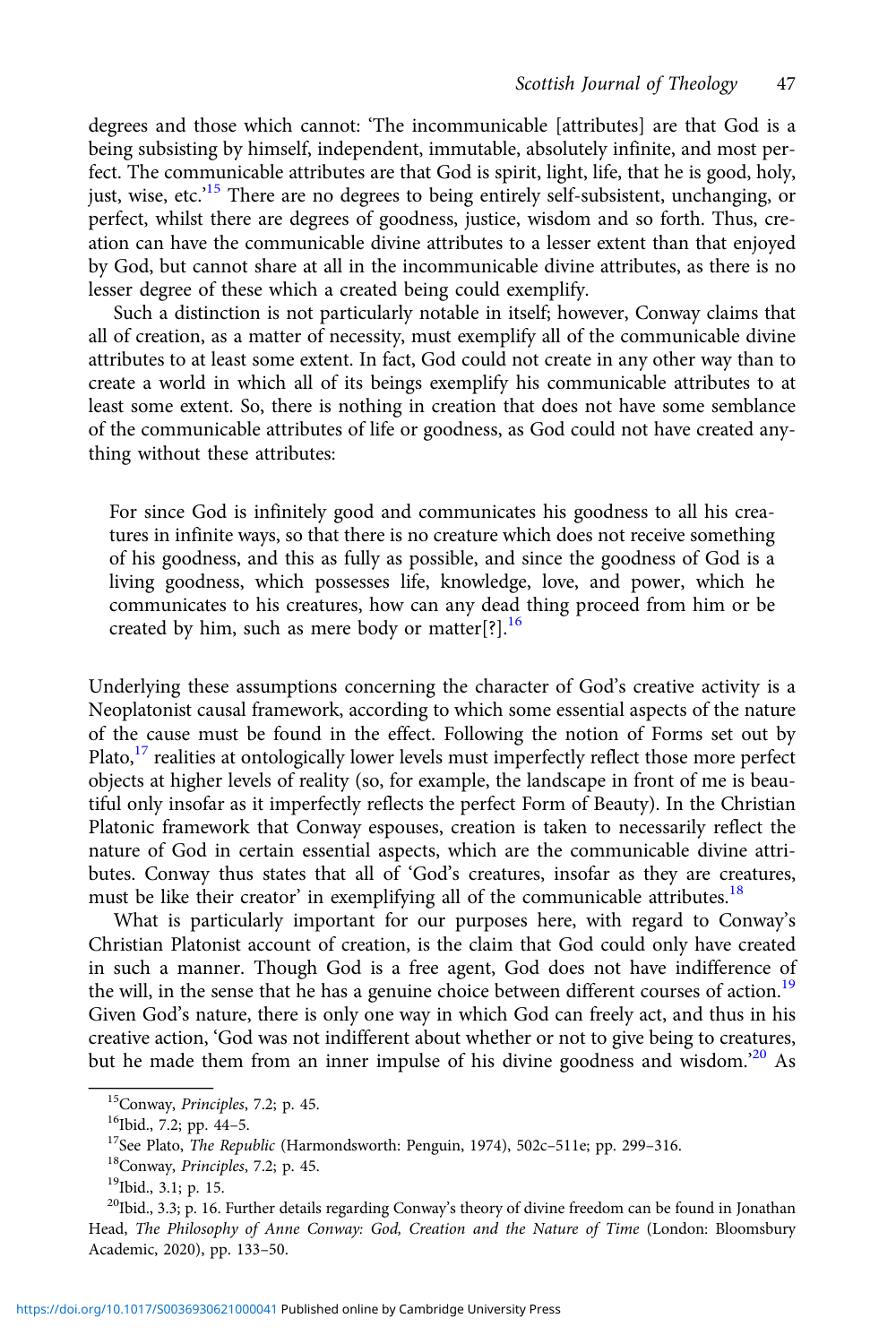degrees and those which cannot: 'The incommunicable [attributes] are that God is a being subsisting by himself, independent, immutable, absolutely infinite, and most perfect. The communicable attributes are that God is spirit, light, life, that he is good, holy, just, wise, etc.'[15] There are no degrees to being entirely self-subsistent, unchanging, or perfect, whilst there are degrees of goodness, justice, wisdom and so forth. Thus, creation can have the communicable divine attributes to a lesser extent than that enjoyed by God, but cannot share at all in the incommunicable divine attributes, as there is no lesser degree of these which a created being could exemplify.

Such a distinction is not particularly notable in itself; however, Conway claims that all of creation, as a matter of necessity, must exemplify all of the communicable divine attributes to at least some extent. In fact, God could not create in any other way than to create a world in which all of its beings exemplify his communicable attributes to at least some extent. So, there is nothing in creation that does not have some semblance of the communicable attributes of life or goodness, as God could not have created anything without these attributes:

> For since God is infinitely good and communicates his goodness to all his creatures in infinite ways, so that there is no creature which does not receive something of his goodness, and this as fully as possible, and since the goodness of God is a living goodness, which possesses life, knowledge, love, and power, which he communicates to his creatures, how can any dead thing proceed from him or be created by him, such as mere body or matter[?].[16]

Underlying these assumptions concerning the character of God's creative activity is a Neoplatonist causal framework, according to which some essential aspects of the nature of the cause must be found in the effect. Following the notion of Forms set out by Plato,[17] realities at ontologically lower levels must imperfectly reflect those more perfect objects at higher levels of reality (so, for example, the landscape in front of me is beautiful only insofar as it imperfectly reflects the perfect Form of Beauty). In the Christian Platonic framework that Conway espouses, creation is taken to necessarily reflect the nature of God in certain essential aspects, which are the communicable divine attributes. Conway thus states that all of 'God's creatures, insofar as they are creatures, must be like their creator' in exemplifying all of the communicable attributes.[18]

What is particularly important for our purposes here, with regard to Conway's Christian Platonist account of creation, is the claim that God could only have created in such a manner. Though God is a free agent, God does not have indifference of the will, in the sense that he has a genuine choice between different courses of action.[19] Given God's nature, there is only one way in which God can freely act, and thus in his creative action, 'God was not indifferent about whether or not to give being to creatures, but he made them from an inner impulse of his divine goodness and wisdom.'[20] As

---

[15] Conway, *Principles*, 7.2; p. 45.

[16] Ibid., 7.2; pp. 44–5.

[17] See Plato, *The Republic* (Harmondsworth: Penguin, 1974), 502c–511e; pp. 299–316.

[18] Conway, *Principles*, 7.2; p. 45.

[19] Ibid., 3.1; p. 15.

[20] Ibid., 3.3; p. 16. Further details regarding Conway's theory of divine freedom can be found in Jonathan Head, *The Philosophy of Anne Conway: God, Creation and the Nature of Time* (London: Bloomsbury Academic, 2020), pp. 133–50.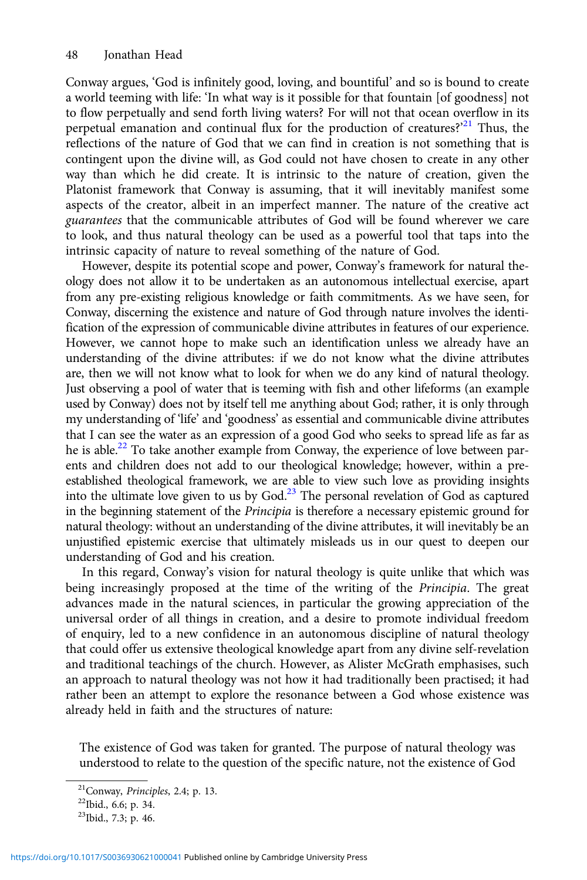Conway argues, 'God is infinitely good, loving, and bountiful' and so is bound to create a world teeming with life: 'In what way is it possible for that fountain [of goodness] not to flow perpetually and send forth living waters? For will not that ocean overflow in its perpetual emanation and continual flux for the production of creatures?'[21] Thus, the reflections of the nature of God that we can find in creation is not something that is contingent upon the divine will, as God could not have chosen to create in any other way than which he did create. It is intrinsic to the nature of creation, given the Platonist framework that Conway is assuming, that it will inevitably manifest some aspects of the creator, albeit in an imperfect manner. The nature of the creative act *guarantees* that the communicable attributes of God will be found wherever we care to look, and thus natural theology can be used as a powerful tool that taps into the intrinsic capacity of nature to reveal something of the nature of God.

However, despite its potential scope and power, Conway's framework for natural theology does not allow it to be undertaken as an autonomous intellectual exercise, apart from any pre-existing religious knowledge or faith commitments. As we have seen, for Conway, discerning the existence and nature of God through nature involves the identification of the expression of communicable divine attributes in features of our experience. However, we cannot hope to make such an identification unless we already have an understanding of the divine attributes: if we do not know what the divine attributes are, then we will not know what to look for when we do any kind of natural theology. Just observing a pool of water that is teeming with fish and other lifeforms (an example used by Conway) does not by itself tell me anything about God; rather, it is only through my understanding of 'life' and 'goodness' as essential and communicable divine attributes that I can see the water as an expression of a good God who seeks to spread life as far as he is able.[22] To take another example from Conway, the experience of love between parents and children does not add to our theological knowledge; however, within a pre-established theological framework, we are able to view such love as providing insights into the ultimate love given to us by God.[23] The personal revelation of God as captured in the beginning statement of the *Principia* is therefore a necessary epistemic ground for natural theology: without an understanding of the divine attributes, it will inevitably be an unjustified epistemic exercise that ultimately misleads us in our quest to deepen our understanding of God and his creation.

In this regard, Conway's vision for natural theology is quite unlike that which was being increasingly proposed at the time of the writing of the *Principia*. The great advances made in the natural sciences, in particular the growing appreciation of the universal order of all things in creation, and a desire to promote individual freedom of enquiry, led to a new confidence in an autonomous discipline of natural theology that could offer us extensive theological knowledge apart from any divine self-revelation and traditional teachings of the church. However, as Alister McGrath emphasises, such an approach to natural theology was not how it had traditionally been practised; it had rather been an attempt to explore the resonance between a God whose existence was already held in faith and the structures of nature:

> The existence of God was taken for granted. The purpose of natural theology was understood to relate to the question of the specific nature, not the existence of God

[21] Conway, *Principles*, 2.4; p. 13.

[22] Ibid., 6.6; p. 34.

[23] Ibid., 7.3; p. 46.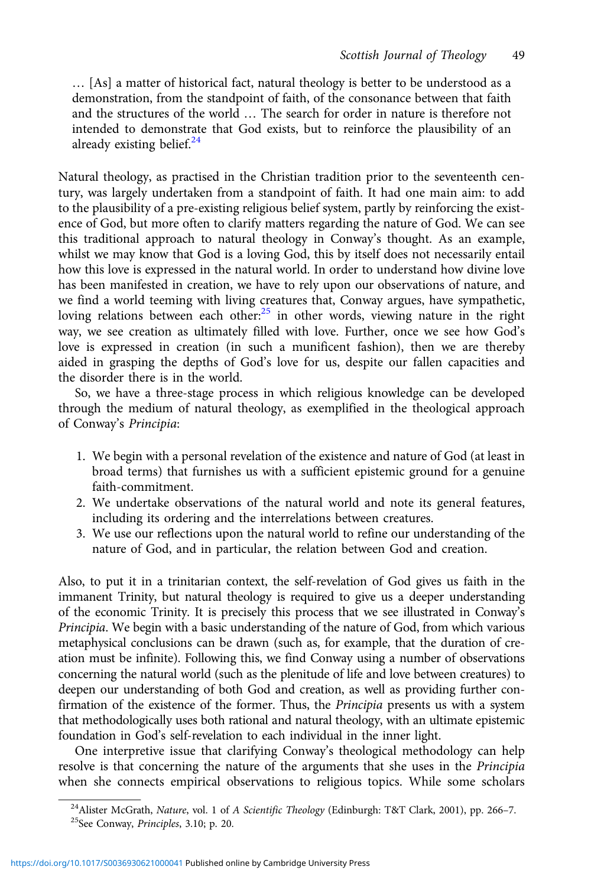> … [As] a matter of historical fact, natural theology is better to be understood as a demonstration, from the standpoint of faith, of the consonance between that faith and the structures of the world … The search for order in nature is therefore not intended to demonstrate that God exists, but to reinforce the plausibility of an already existing belief.[24]

Natural theology, as practised in the Christian tradition prior to the seventeenth century, was largely undertaken from a standpoint of faith. It had one main aim: to add to the plausibility of a pre-existing religious belief system, partly by reinforcing the existence of God, but more often to clarify matters regarding the nature of God. We can see this traditional approach to natural theology in Conway's thought. As an example, whilst we may know that God is a loving God, this by itself does not necessarily entail how this love is expressed in the natural world. In order to understand how divine love has been manifested in creation, we have to rely upon our observations of nature, and we find a world teeming with living creatures that, Conway argues, have sympathetic, loving relations between each other:[25] in other words, viewing nature in the right way, we see creation as ultimately filled with love. Further, once we see how God's love is expressed in creation (in such a munificent fashion), then we are thereby aided in grasping the depths of God's love for us, despite our fallen capacities and the disorder there is in the world.

So, we have a three-stage process in which religious knowledge can be developed through the medium of natural theology, as exemplified in the theological approach of Conway's *Principia*:

1. We begin with a personal revelation of the existence and nature of God (at least in broad terms) that furnishes us with a sufficient epistemic ground for a genuine faith-commitment.
2. We undertake observations of the natural world and note its general features, including its ordering and the interrelations between creatures.
3. We use our reflections upon the natural world to refine our understanding of the nature of God, and in particular, the relation between God and creation.

Also, to put it in a trinitarian context, the self-revelation of God gives us faith in the immanent Trinity, but natural theology is required to give us a deeper understanding of the economic Trinity. It is precisely this process that we see illustrated in Conway's *Principia*. We begin with a basic understanding of the nature of God, from which various metaphysical conclusions can be drawn (such as, for example, that the duration of creation must be infinite). Following this, we find Conway using a number of observations concerning the natural world (such as the plenitude of life and love between creatures) to deepen our understanding of both God and creation, as well as providing further confirmation of the existence of the former. Thus, the *Principia* presents us with a system that methodologically uses both rational and natural theology, with an ultimate epistemic foundation in God's self-revelation to each individual in the inner light.

One interpretive issue that clarifying Conway's theological methodology can help resolve is that concerning the nature of the arguments that she uses in the *Principia* when she connects empirical observations to religious topics. While some scholars

[24] Alister McGrath, *Nature*, vol. 1 of *A Scientific Theology* (Edinburgh: T&T Clark, 2001), pp. 266–7.

[25] See Conway, *Principles*, 3.10; p. 20.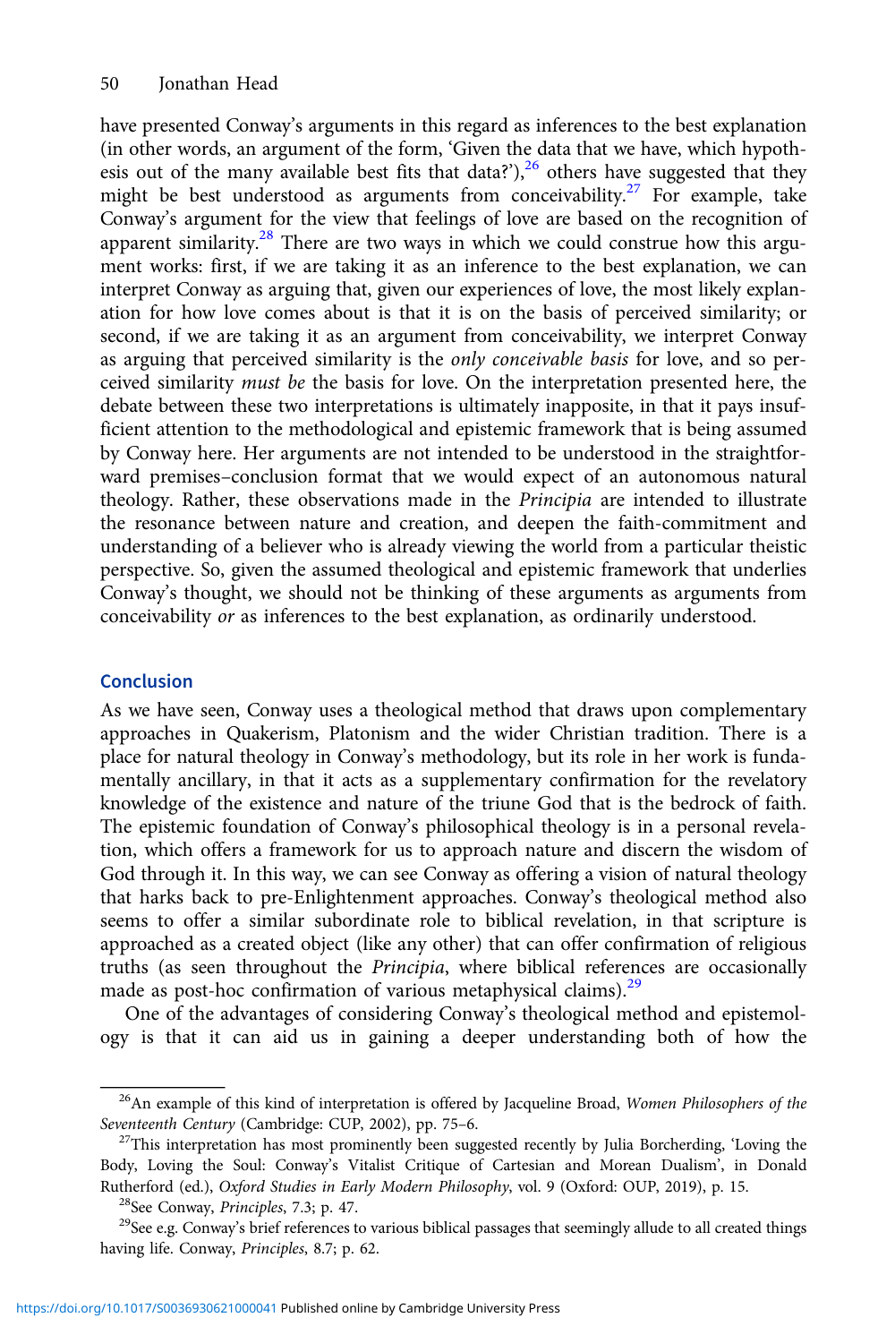have presented Conway's arguments in this regard as inferences to the best explanation (in other words, an argument of the form, 'Given the data that we have, which hypothesis out of the many available best fits that data?'),[26] others have suggested that they might be best understood as arguments from conceivability.[27] For example, take Conway's argument for the view that feelings of love are based on the recognition of apparent similarity.[28] There are two ways in which we could construe how this argument works: first, if we are taking it as an inference to the best explanation, we can interpret Conway as arguing that, given our experiences of love, the most likely explanation for how love comes about is that it is on the basis of perceived similarity; or second, if we are taking it as an argument from conceivability, we interpret Conway as arguing that perceived similarity is the *only conceivable basis* for love, and so perceived similarity *must be* the basis for love. On the interpretation presented here, the debate between these two interpretations is ultimately inapposite, in that it pays insufficient attention to the methodological and epistemic framework that is being assumed by Conway here. Her arguments are not intended to be understood in the straightforward premises–conclusion format that we would expect of an autonomous natural theology. Rather, these observations made in the *Principia* are intended to illustrate the resonance between nature and creation, and deepen the faith-commitment and understanding of a believer who is already viewing the world from a particular theistic perspective. So, given the assumed theological and epistemic framework that underlies Conway's thought, we should not be thinking of these arguments as arguments from conceivability *or* as inferences to the best explanation, as ordinarily understood.

## Conclusion

As we have seen, Conway uses a theological method that draws upon complementary approaches in Quakerism, Platonism and the wider Christian tradition. There is a place for natural theology in Conway's methodology, but its role in her work is fundamentally ancillary, in that it acts as a supplementary confirmation for the revelatory knowledge of the existence and nature of the triune God that is the bedrock of faith. The epistemic foundation of Conway's philosophical theology is in a personal revelation, which offers a framework for us to approach nature and discern the wisdom of God through it. In this way, we can see Conway as offering a vision of natural theology that harks back to pre-Enlightenment approaches. Conway's theological method also seems to offer a similar subordinate role to biblical revelation, in that scripture is approached as a created object (like any other) that can offer confirmation of religious truths (as seen throughout the *Principia*, where biblical references are occasionally made as post-hoc confirmation of various metaphysical claims).[29]

One of the advantages of considering Conway's theological method and epistemology is that it can aid us in gaining a deeper understanding both of how the

---

[26] An example of this kind of interpretation is offered by Jacqueline Broad, *Women Philosophers of the Seventeenth Century* (Cambridge: CUP, 2002), pp. 75–6.

[27] This interpretation has most prominently been suggested recently by Julia Borcherding, 'Loving the Body, Loving the Soul: Conway's Vitalist Critique of Cartesian and Morean Dualism', in Donald Rutherford (ed.), *Oxford Studies in Early Modern Philosophy*, vol. 9 (Oxford: OUP, 2019), p. 15.

[28] See Conway, *Principles*, 7.3; p. 47.

[29] See e.g. Conway's brief references to various biblical passages that seemingly allude to all created things having life. Conway, *Principles*, 8.7; p. 62.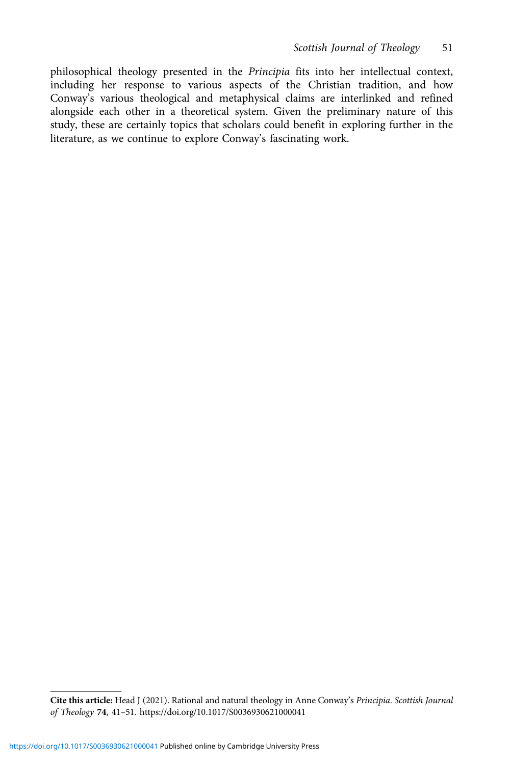philosophical theology presented in the *Principia* fits into her intellectual context, including her response to various aspects of the Christian tradition, and how Conway's various theological and metaphysical claims are interlinked and refined alongside each other in a theoretical system. Given the preliminary nature of this study, these are certainly topics that scholars could benefit in exploring further in the literature, as we continue to explore Conway's fascinating work.

**Cite this article:** Head J (2021). Rational and natural theology in Anne Conway's *Principia*. *Scottish Journal of Theology* **74**, 41–51. https://doi.org/10.1017/S0036930621000041